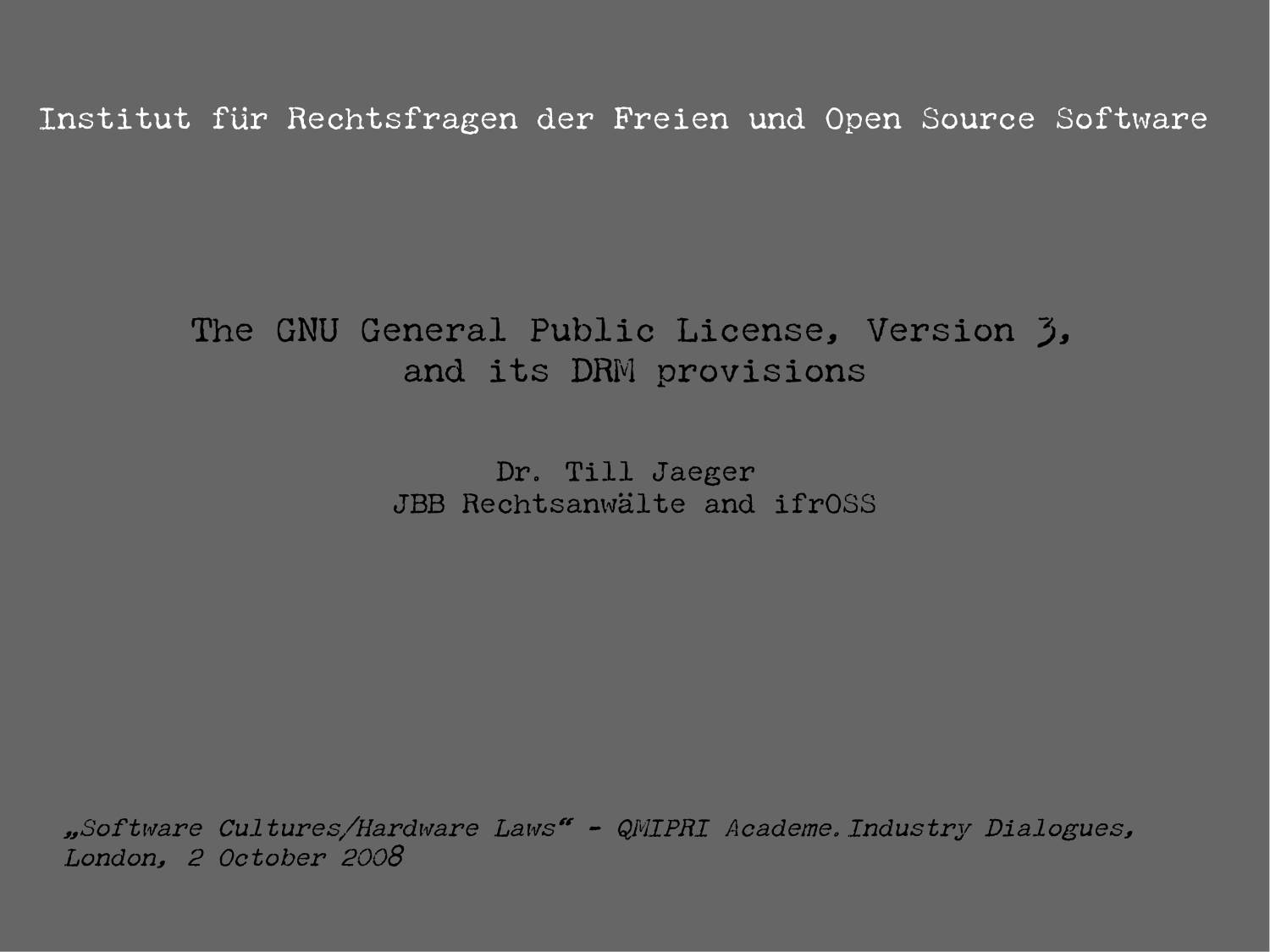Institut für Rechtsfragen der Freien und Open Source Software

# The GNU General Public License, Version 3, and its DRM provisions

Dr. Till Jaeger
JBB Rechtsanwälte and ifrOSS

*„Software Cultures/Hardware Laws“ - QMIPRI Academe.Industry Dialogues, London, 2 October 2008*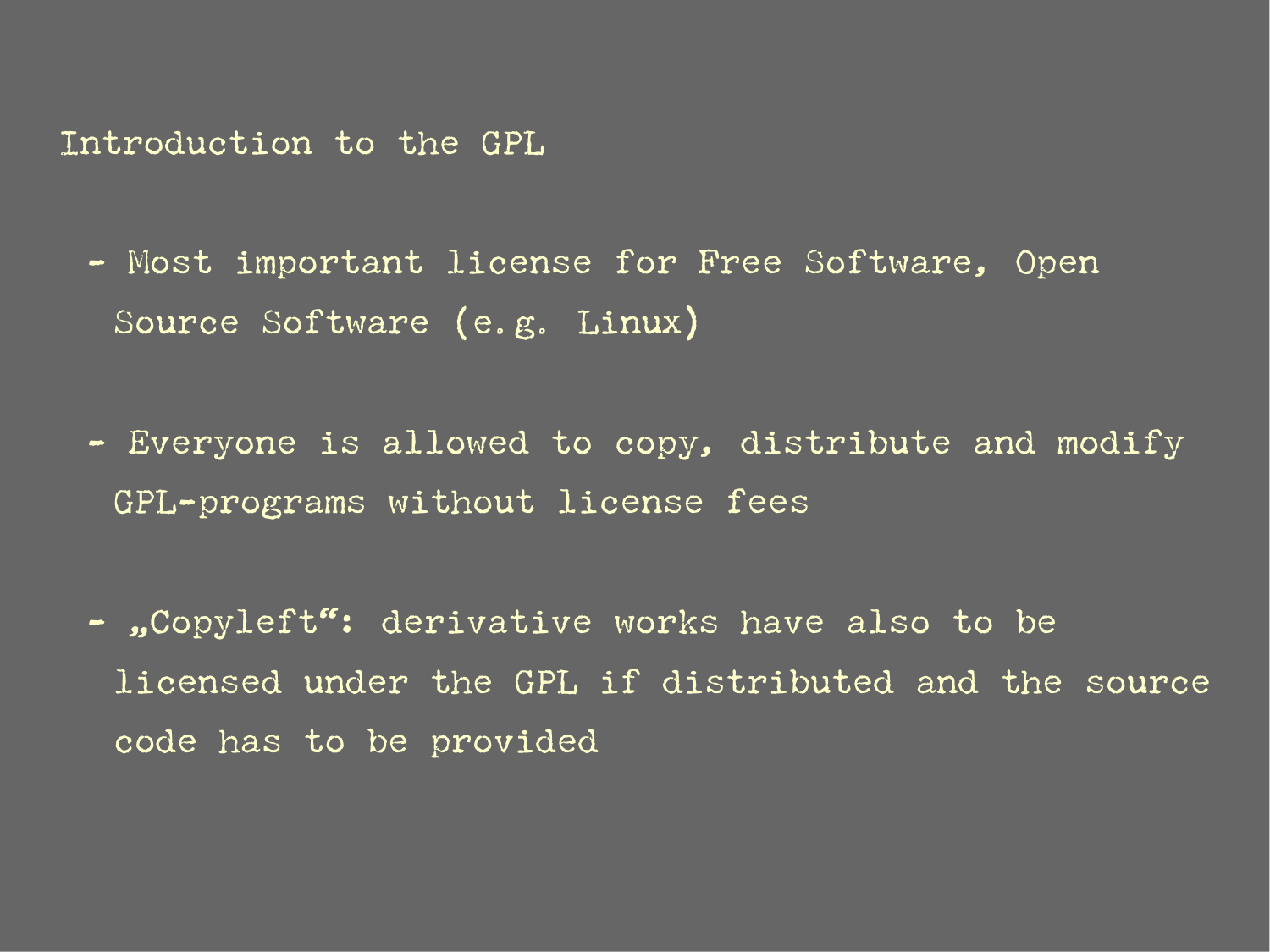# Introduction to the GPL

- Most important license for Free Software, Open Source Software (e.g. Linux)
- Everyone is allowed to copy, distribute and modify GPL-programs without license fees
- „Copyleft“: derivative works have also to be licensed under the GPL if distributed and the source code has to be provided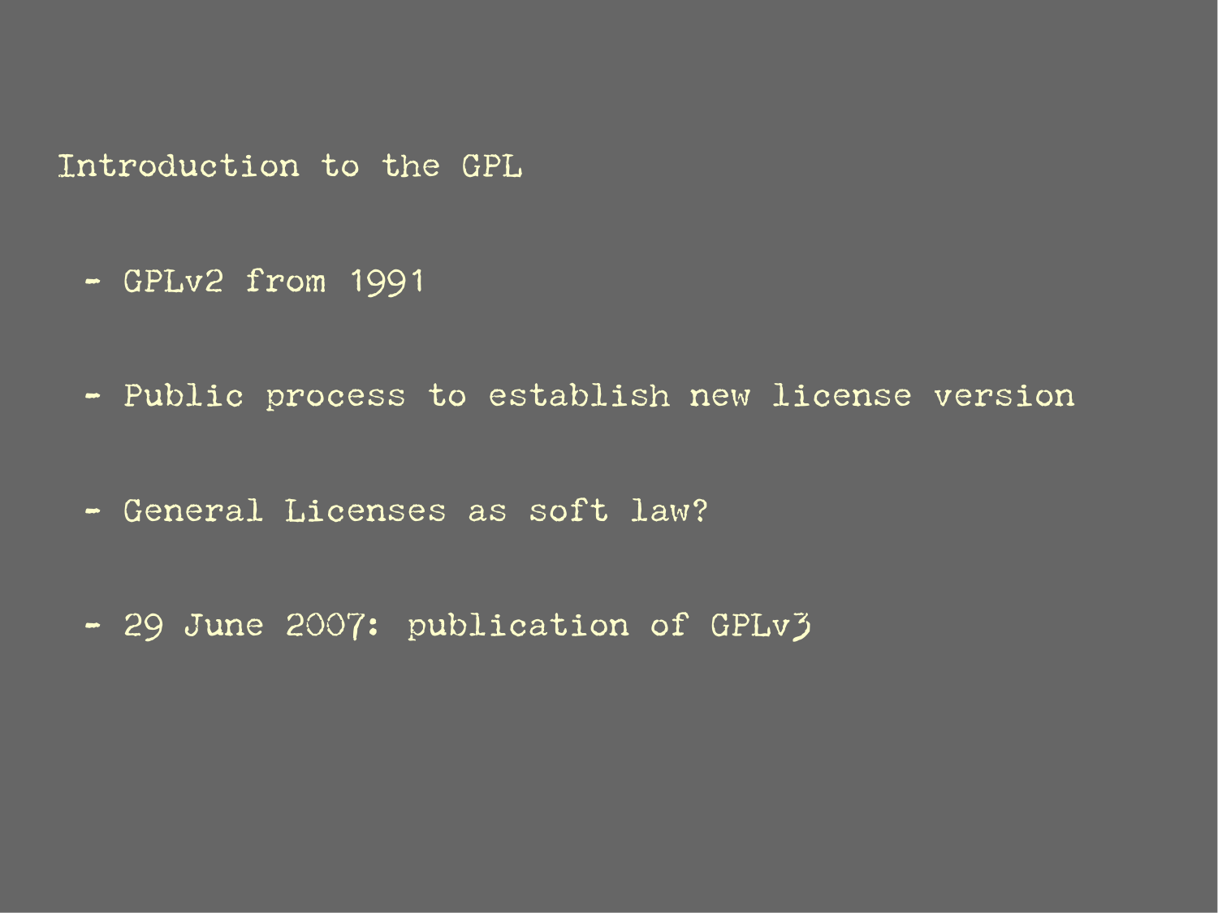## Introduction to the GPL

- GPLv2 from 1991
- Public process to establish new license version
- General Licenses as soft law?
- 29 June 2007: publication of GPLv3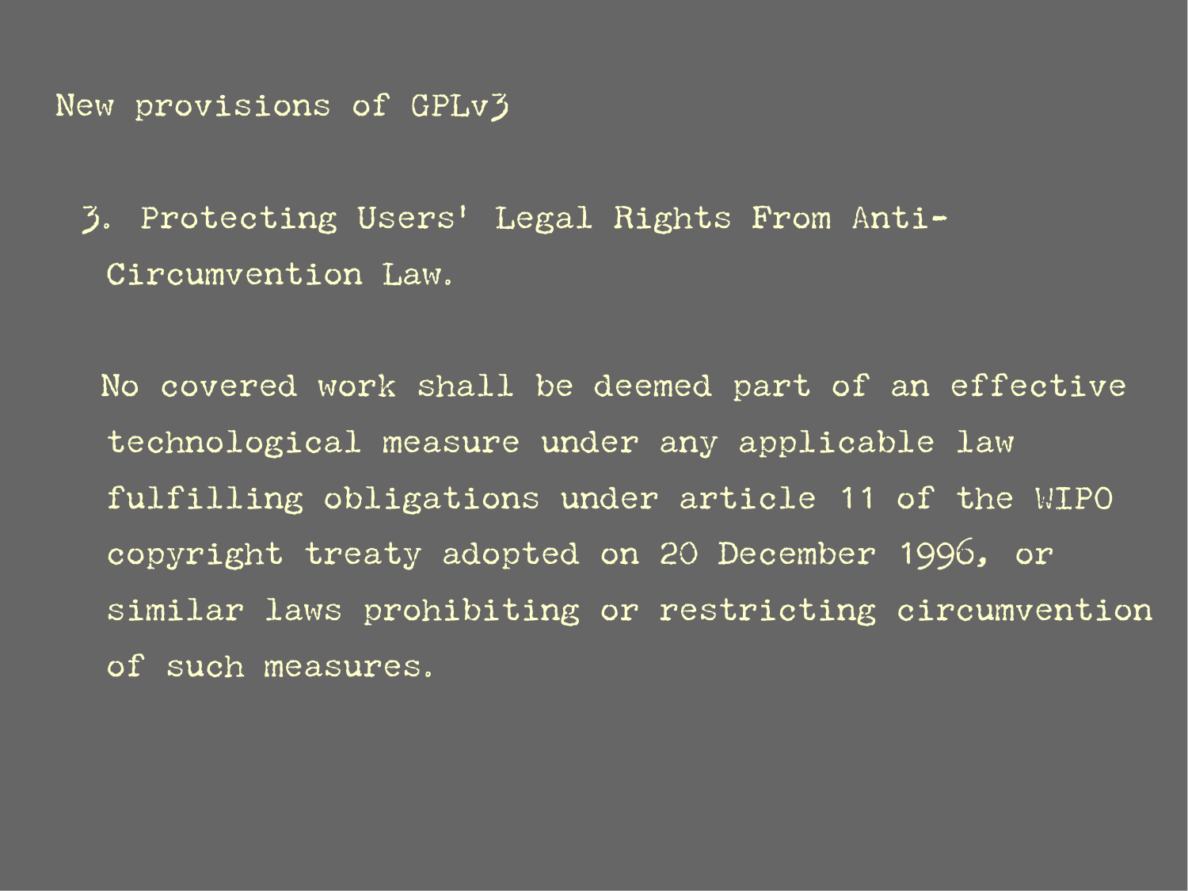## New provisions of GPLv3

3. Protecting Users' Legal Rights From Anti-Circumvention Law.

No covered work shall be deemed part of an effective technological measure under any applicable law fulfilling obligations under article 11 of the WIPO copyright treaty adopted on 20 December 1996, or similar laws prohibiting or restricting circumvention of such measures.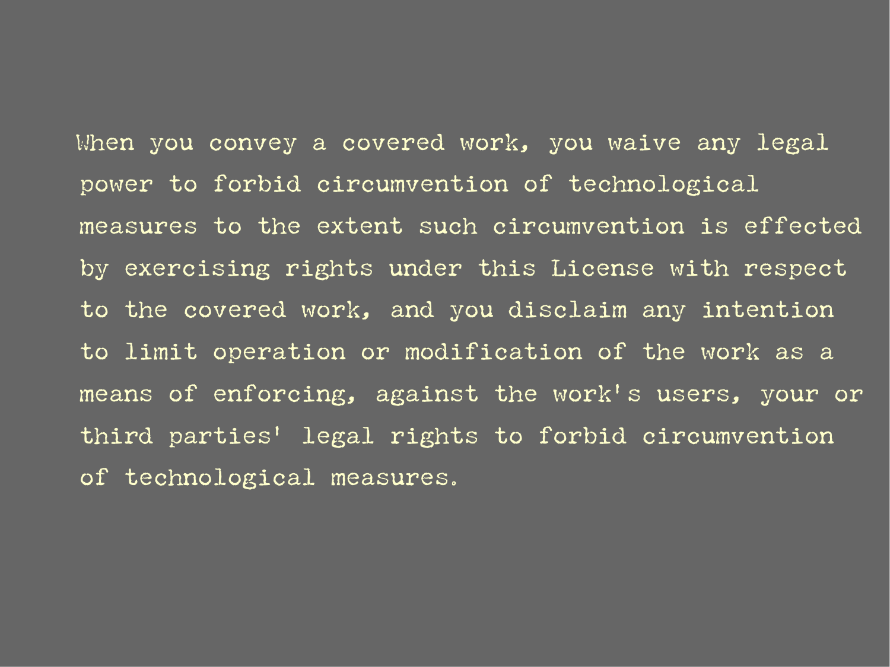When you convey a covered work, you waive any legal power to forbid circumvention of technological measures to the extent such circumvention is effected by exercising rights under this License with respect to the covered work, and you disclaim any intention to limit operation or modification of the work as a means of enforcing, against the work's users, your or third parties' legal rights to forbid circumvention of technological measures.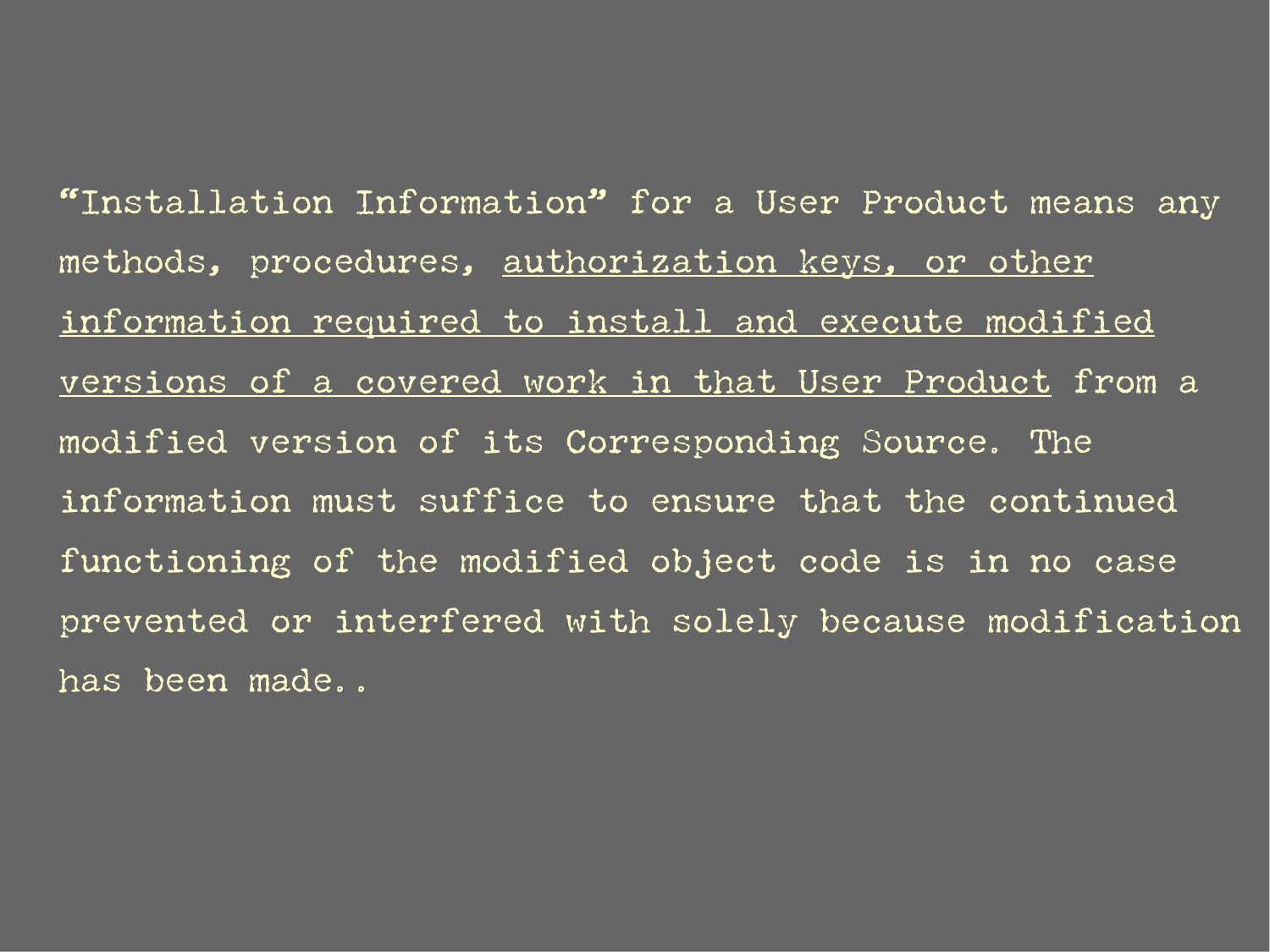"Installation Information" for a User Product means any methods, procedures, <u>authorization keys, or other information required to install and execute modified versions of a covered work in that User Product</u> from a modified version of its Corresponding Source. The information must suffice to ensure that the continued functioning of the modified object code is in no case prevented or interfered with solely because modification has been made..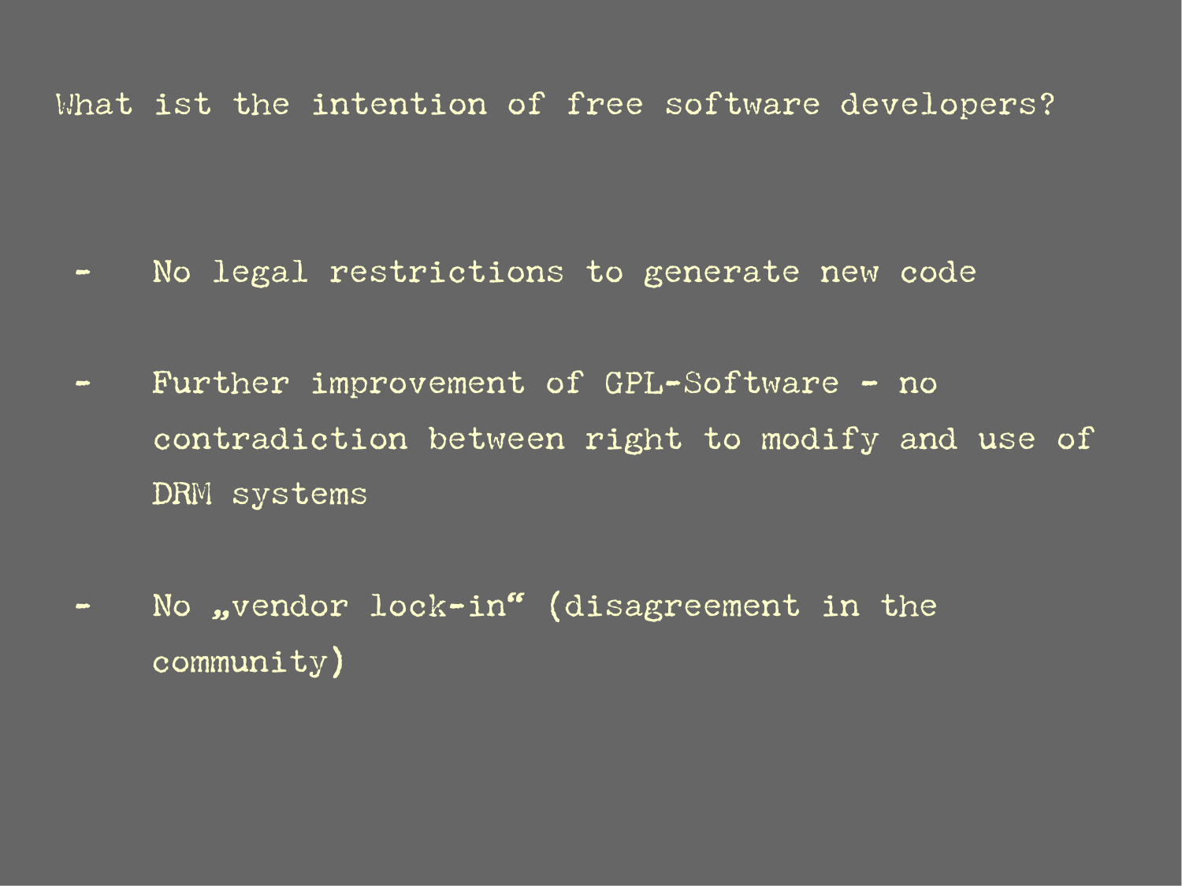## What ist the intention of free software developers?

- No legal restrictions to generate new code
- Further improvement of GPL-Software - no contradiction between right to modify and use of DRM systems
- No „vendor lock-in“ (disagreement in the community)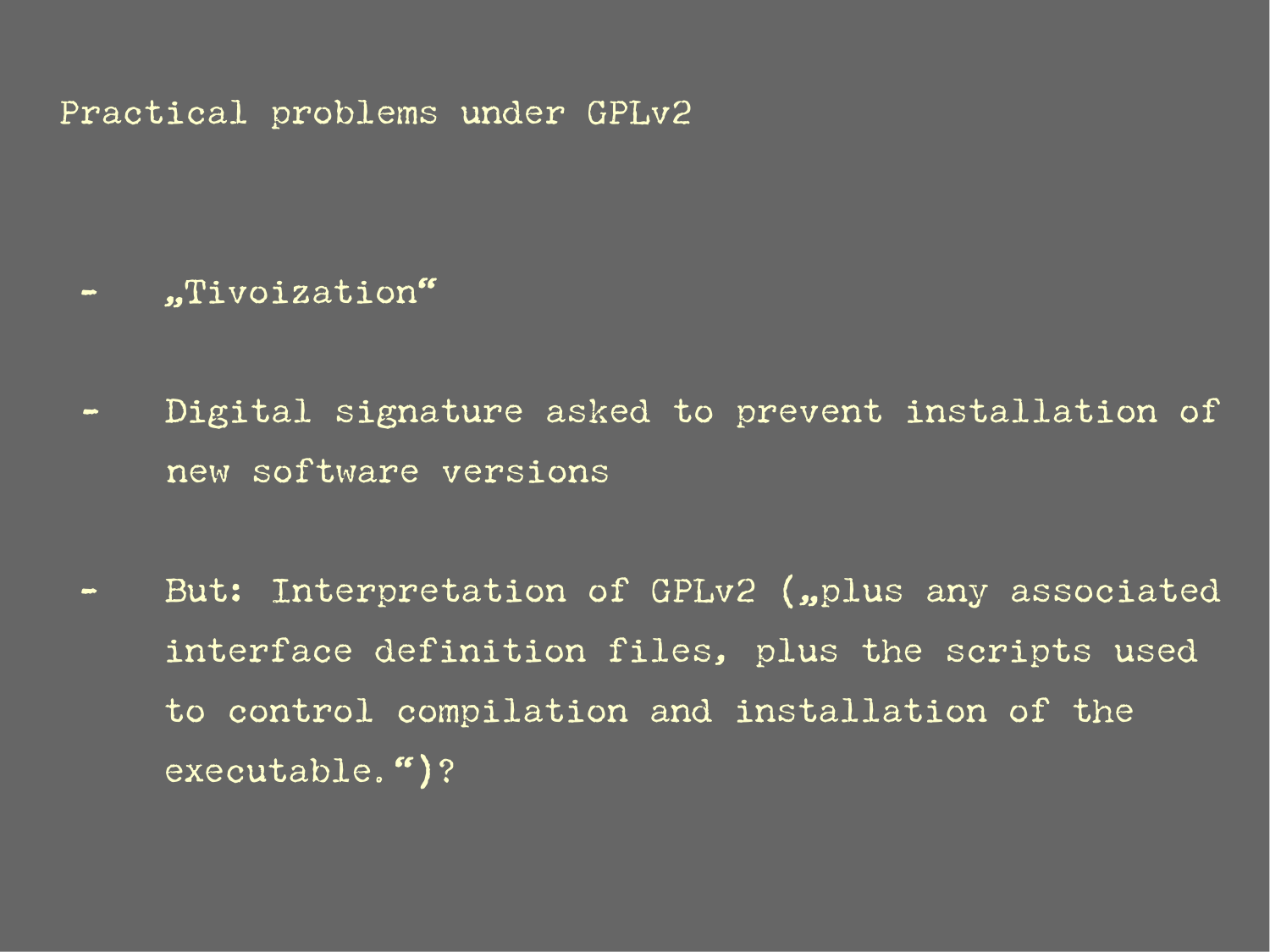# Practical problems under GPLv2

- „Tivoization“
- Digital signature asked to prevent installation of new software versions
- But: Interpretation of GPLv2 („plus any associated interface definition files, plus the scripts used to control compilation and installation of the executable.“)?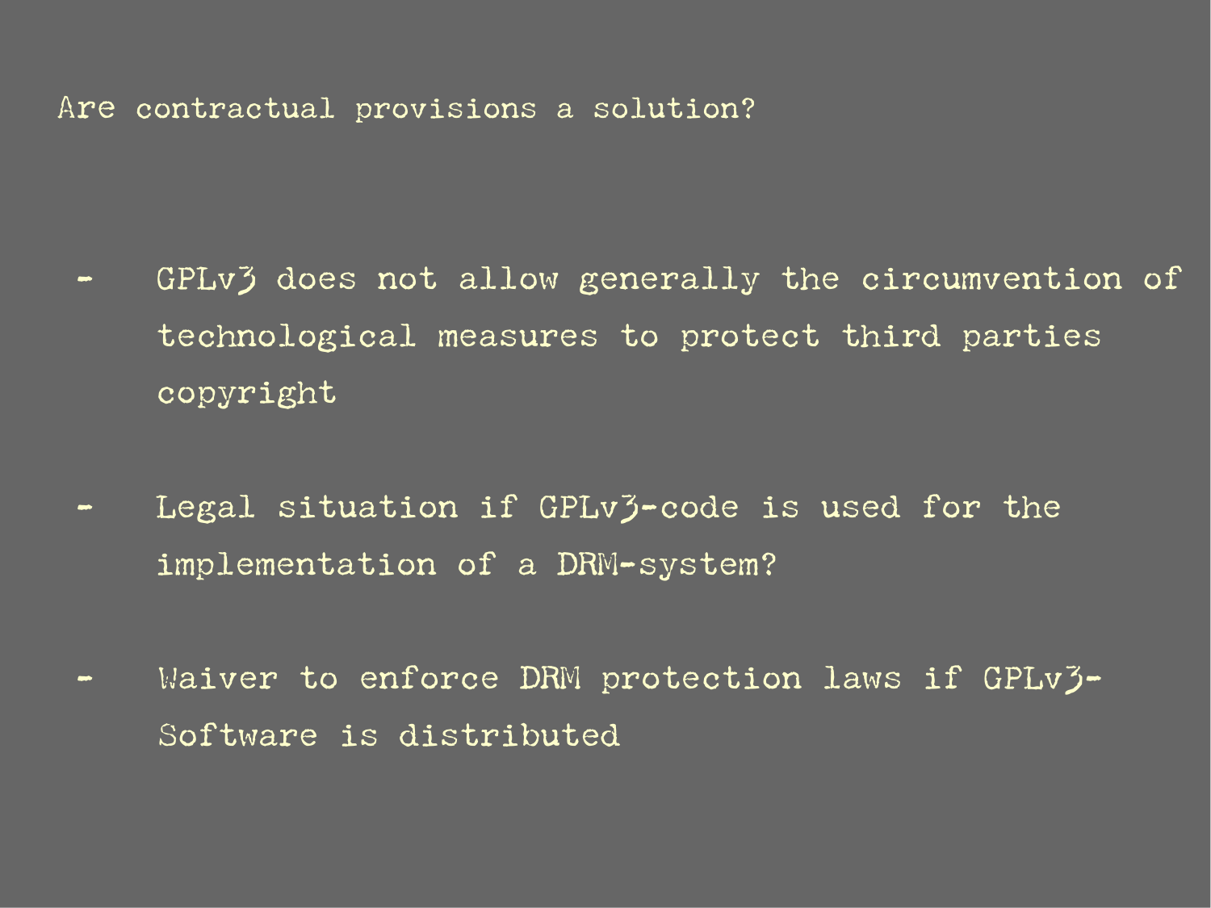# Are contractual provisions a solution?

- GPLv3 does not allow generally the circumvention of technological measures to protect third parties copyright

- Legal situation if GPLv3-code is used for the implementation of a DRM-system?

- Waiver to enforce DRM protection laws if GPLv3-Software is distributed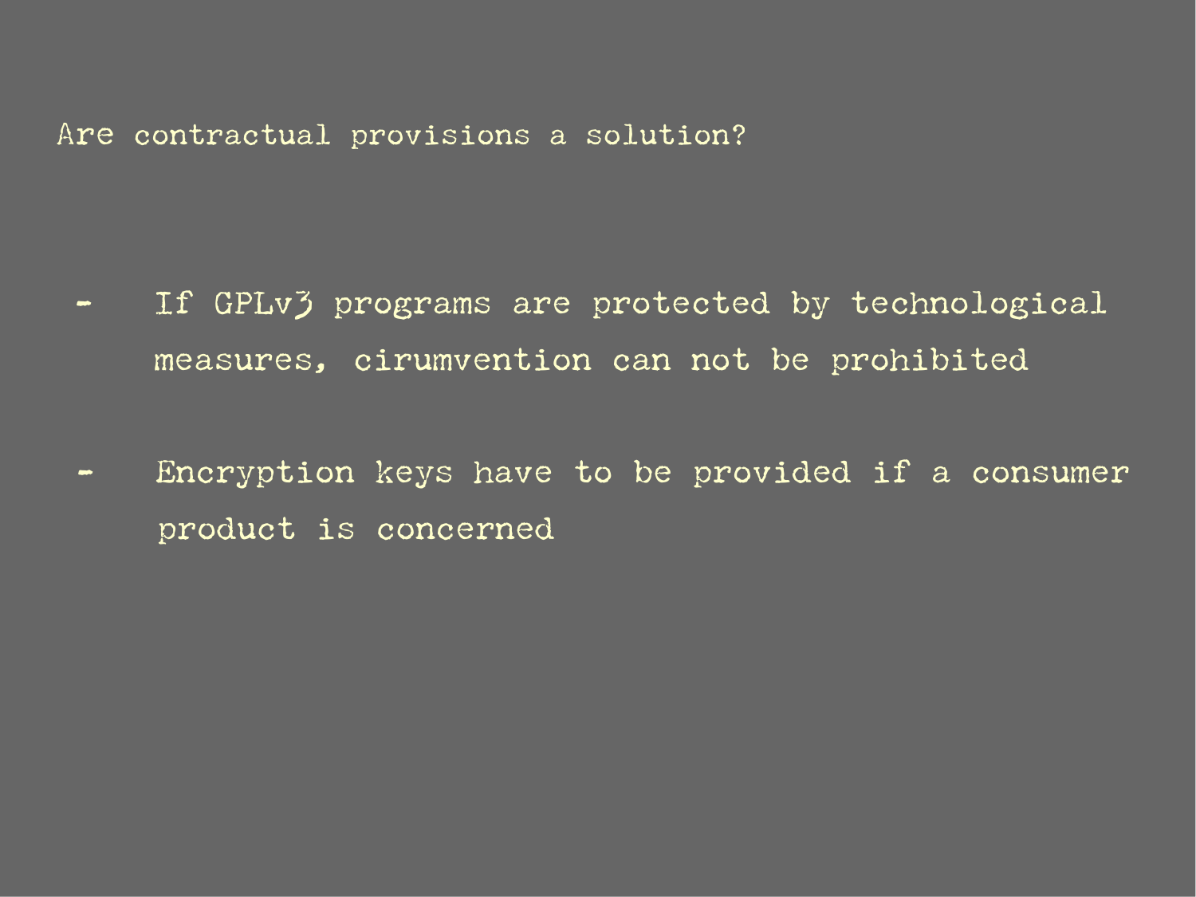## Are contractual provisions a solution?

- If GPLv3 programs are protected by technological measures, cirumvention can not be prohibited
- Encryption keys have to be provided if a consumer product is concerned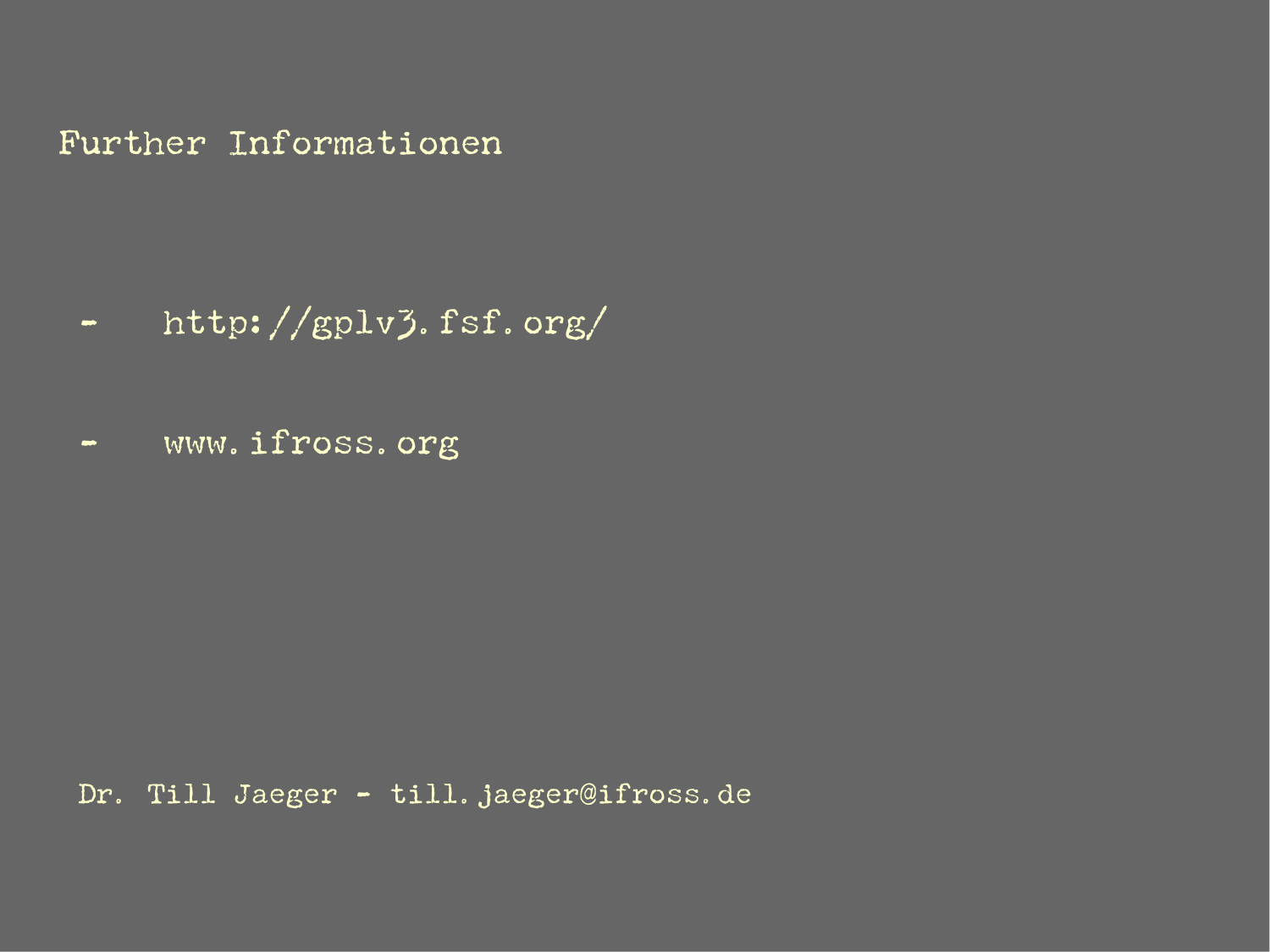# Further Informationen

- http://gplv3.fsf.org/
- www.ifross.org

Dr. Till Jaeger - till.jaeger@ifross.de